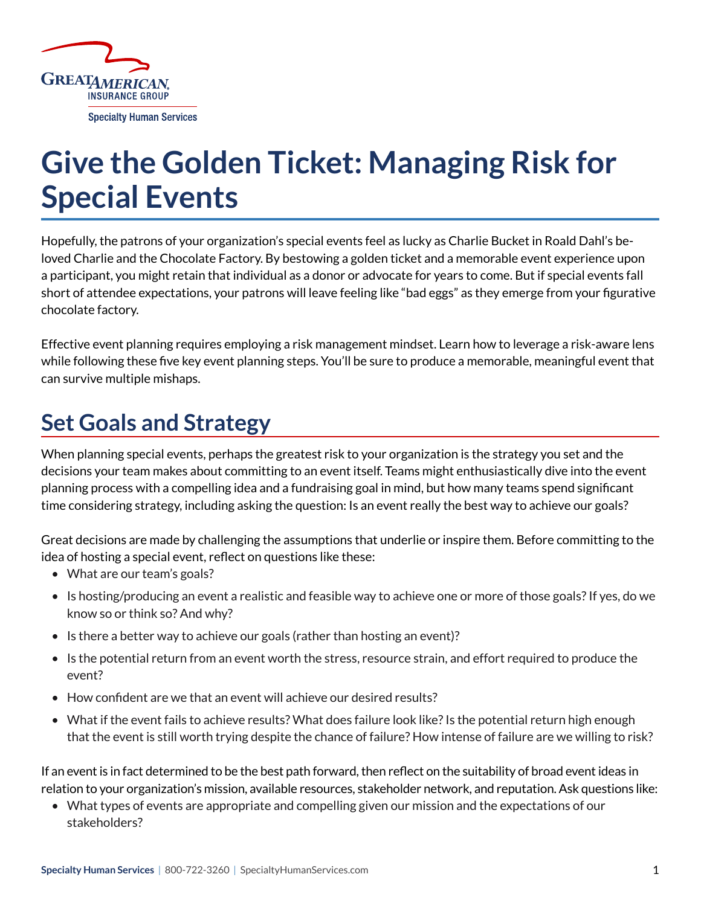# Give the Golden Ticket: Managing Risk for Special Events

Hopefully, the patrons of your organization's special events feel as lucky as Charlie Bucket in Roald Dahl's beloved Charlie and the Chocolate Factory. By bestowing a golden ticket and a memorable event experience upon a participant, you might retain that individual as a donor or advocate for years to come. But if special events fall short of attendee expectations, your patrons will leave feeling like "bad eggs" as they emerge from your figurative chocolate factory.

Effective event planning requires employing a risk management mindset. Learn how to leverage a risk-aware lens while following these five key event planning steps. You'll be sure to produce a memorable, meaningful event that can survive multiple mishaps.

## Set Goals and Strategy

When planning special events, perhaps the greatest risk to your organization is the strategy you set and the decisions your team makes about committing to an event itself. Teams might enthusiastically dive into the event planning process with a compelling idea and a fundraising goal in mind, but how many teams spend significant time considering strategy, including asking the question: Is an event really the best way to achieve our goals?

Great decisions are made by challenging the assumptions that underlie or inspire them. Before committing to the idea of hosting a special event, reflect on questions like these:

- What are our team's goals?
- Is hosting/producing an event a realistic and feasible way to achieve one or more of those goals? If yes, do we know so or think so? And why?
- Is there a better way to achieve our goals (rather than hosting an event)?
- Is the potential return from an event worth the stress, resource strain, and effort required to produce the event?
- How confident are we that an event will achieve our desired results?
- What if the event fails to achieve results? What does failure look like? Is the potential return high enough that the event is still worth trying despite the chance of failure? How intense of failure are we willing to risk?

If an event is in fact determined to be the best path forward, then reflect on the suitability of broad event ideas in relation to your organization's mission, available resources, stakeholder network, and reputation. Ask questions like:

- What types of events are appropriate and compelling given our mission and the expectations of our stakeholders?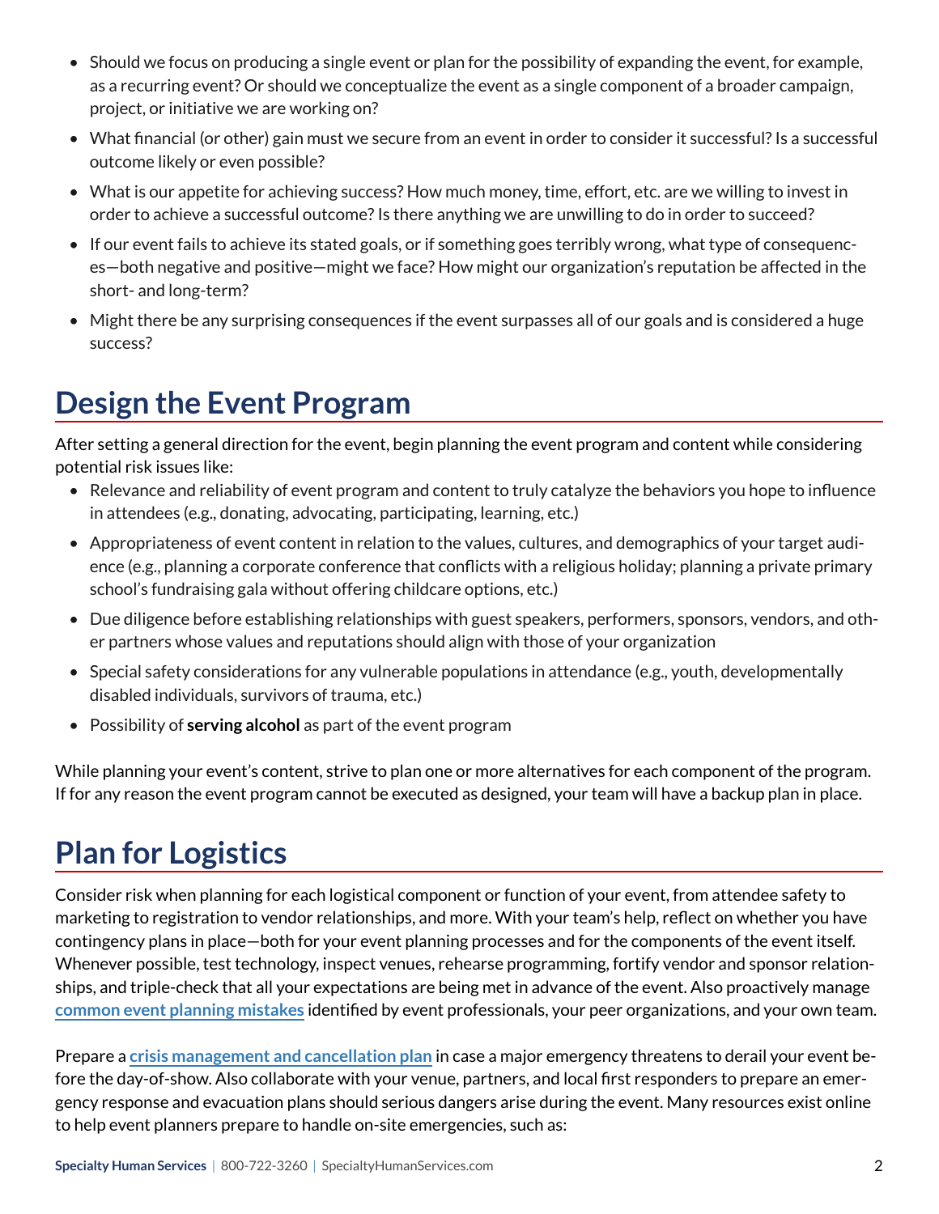- Should we focus on producing a single event or plan for the possibility of expanding the event, for example, as a recurring event? Or should we conceptualize the event as a single component of a broader campaign, project, or initiative we are working on?
- What financial (or other) gain must we secure from an event in order to consider it successful? Is a successful outcome likely or even possible?
- What is our appetite for achieving success? How much money, time, effort, etc. are we willing to invest in order to achieve a successful outcome? Is there anything we are unwilling to do in order to succeed?
- If our event fails to achieve its stated goals, or if something goes terribly wrong, what type of consequences—both negative and positive—might we face? How might our organization's reputation be affected in the short- and long-term?
- Might there be any surprising consequences if the event surpasses all of our goals and is considered a huge success?

## Design the Event Program

After setting a general direction for the event, begin planning the event program and content while considering potential risk issues like:

- Relevance and reliability of event program and content to truly catalyze the behaviors you hope to influence in attendees (e.g., donating, advocating, participating, learning, etc.)
- Appropriateness of event content in relation to the values, cultures, and demographics of your target audience (e.g., planning a corporate conference that conflicts with a religious holiday; planning a private primary school's fundraising gala without offering childcare options, etc.)
- Due diligence before establishing relationships with guest speakers, performers, sponsors, vendors, and other partners whose values and reputations should align with those of your organization
- Special safety considerations for any vulnerable populations in attendance (e.g., youth, developmentally disabled individuals, survivors of trauma, etc.)
- Possibility of **serving alcohol** as part of the event program

While planning your event's content, strive to plan one or more alternatives for each component of the program. If for any reason the event program cannot be executed as designed, your team will have a backup plan in place.

## Plan for Logistics

Consider risk when planning for each logistical component or function of your event, from attendee safety to marketing to registration to vendor relationships, and more. With your team's help, reflect on whether you have contingency plans in place—both for your event planning processes and for the components of the event itself. Whenever possible, test technology, inspect venues, rehearse programming, fortify vendor and sponsor relationships, and triple-check that all your expectations are being met in advance of the event. Also proactively manage **common event planning mistakes** identified by event professionals, your peer organizations, and your own team.

Prepare a **crisis management and cancellation plan** in case a major emergency threatens to derail your event before the day-of-show. Also collaborate with your venue, partners, and local first responders to prepare an emergency response and evacuation plans should serious dangers arise during the event. Many resources exist online to help event planners prepare to handle on-site emergencies, such as: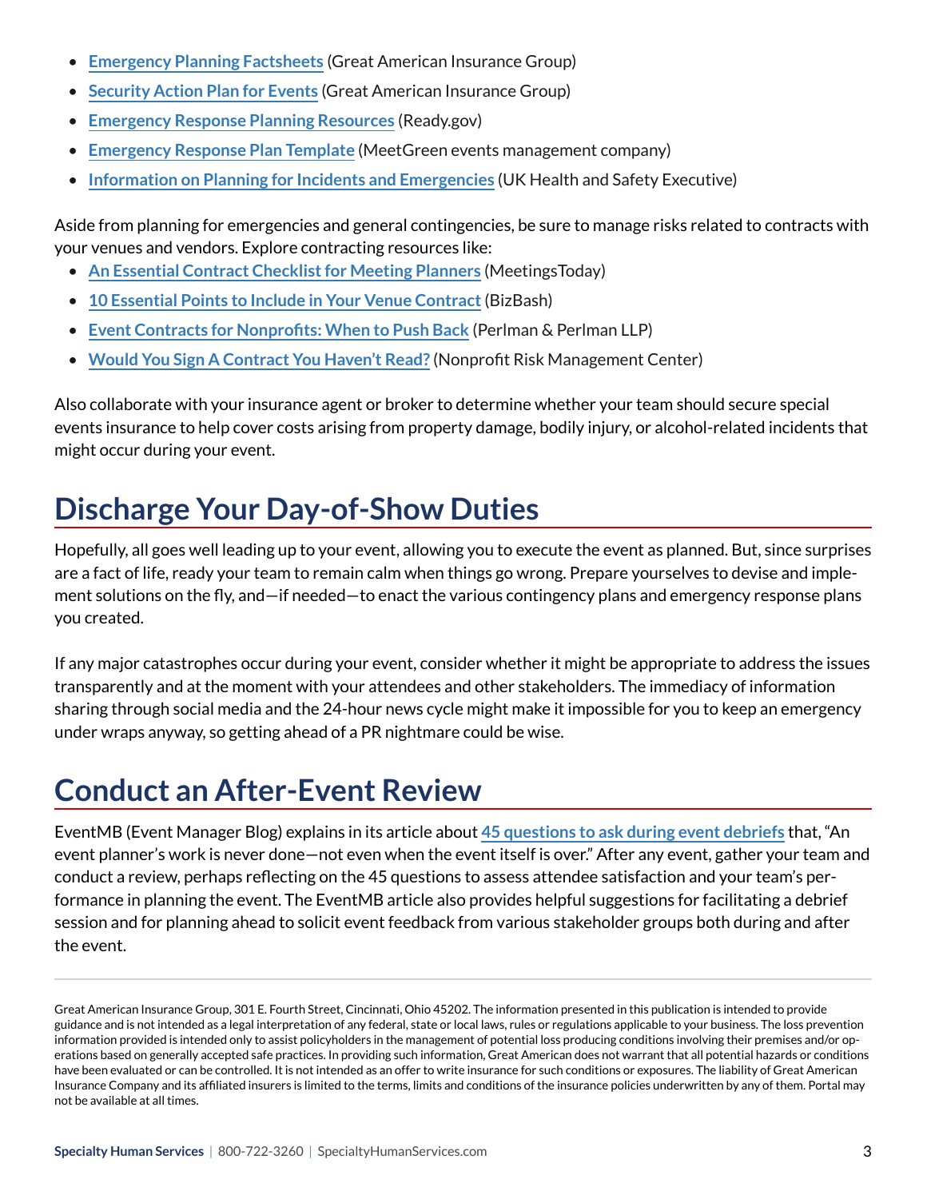- **Emergency Planning Factsheets** (Great American Insurance Group)
- **Security Action Plan for Events** (Great American Insurance Group)
- **Emergency Response Planning Resources** (Ready.gov)
- **Emergency Response Plan Template** (MeetGreen events management company)
- **Information on Planning for Incidents and Emergencies** (UK Health and Safety Executive)

Aside from planning for emergencies and general contingencies, be sure to manage risks related to contracts with your venues and vendors. Explore contracting resources like:

- **An Essential Contract Checklist for Meeting Planners** (MeetingsToday)
- **10 Essential Points to Include in Your Venue Contract** (BizBash)
- **Event Contracts for Nonprofits: When to Push Back** (Perlman & Perlman LLP)
- **Would You Sign A Contract You Haven't Read?** (Nonprofit Risk Management Center)

Also collaborate with your insurance agent or broker to determine whether your team should secure special events insurance to help cover costs arising from property damage, bodily injury, or alcohol-related incidents that might occur during your event.

## Discharge Your Day-of-Show Duties

Hopefully, all goes well leading up to your event, allowing you to execute the event as planned. But, since surprises are a fact of life, ready your team to remain calm when things go wrong. Prepare yourselves to devise and implement solutions on the fly, and—if needed—to enact the various contingency plans and emergency response plans you created.

If any major catastrophes occur during your event, consider whether it might be appropriate to address the issues transparently and at the moment with your attendees and other stakeholders. The immediacy of information sharing through social media and the 24-hour news cycle might make it impossible for you to keep an emergency under wraps anyway, so getting ahead of a PR nightmare could be wise.

## Conduct an After-Event Review

EventMB (Event Manager Blog) explains in its article about **45 questions to ask during event debriefs** that, "An event planner's work is never done—not even when the event itself is over." After any event, gather your team and conduct a review, perhaps reflecting on the 45 questions to assess attendee satisfaction and your team's performance in planning the event. The EventMB article also provides helpful suggestions for facilitating a debrief session and for planning ahead to solicit event feedback from various stakeholder groups both during and after the event.

---

Great American Insurance Group, 301 E. Fourth Street, Cincinnati, Ohio 45202. The information presented in this publication is intended to provide guidance and is not intended as a legal interpretation of any federal, state or local laws, rules or regulations applicable to your business. The loss prevention information provided is intended only to assist policyholders in the management of potential loss producing conditions involving their premises and/or operations based on generally accepted safe practices. In providing such information, Great American does not warrant that all potential hazards or conditions have been evaluated or can be controlled. It is not intended as an offer to write insurance for such conditions or exposures. The liability of Great American Insurance Company and its affiliated insurers is limited to the terms, limits and conditions of the insurance policies underwritten by any of them. Portal may not be available at all times.

**Specialty Human Services** | 800-722-3260 | SpecialtyHumanServices.com